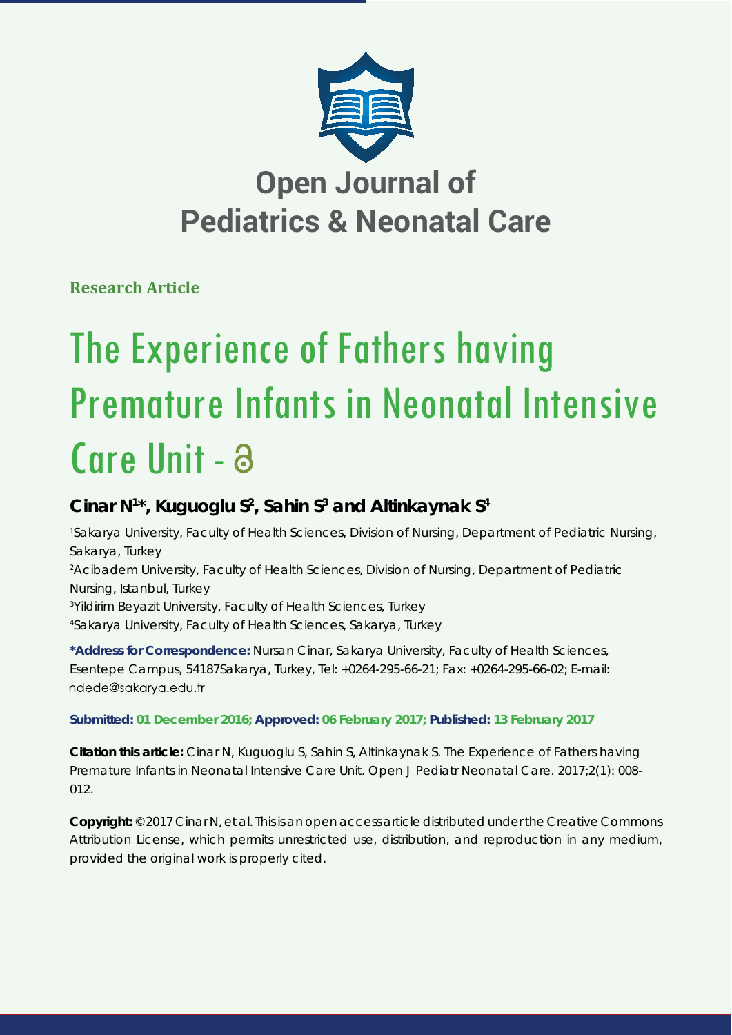# Open Journal of Pediatrics & Neonatal Care

**Research Article**

# The Experience of Fathers having Premature Infants in Neonatal Intensive Care Unit

## Cinar N[1]*, Kuguoglu S[2], Sahin S[3] and Altinkaynak S[4]

[1]Sakarya University, Faculty of Health Sciences, Division of Nursing, Department of Pediatric Nursing, Sakarya, Turkey

[2]Acibadem University, Faculty of Health Sciences, Division of Nursing, Department of Pediatric Nursing, Istanbul, Turkey

[3]Yildirim Beyazit University, Faculty of Health Sciences, Turkey

[4]Sakarya University, Faculty of Health Sciences, Sakarya, Turkey

**\*Address for Correspondence:** Nursan Cinar, Sakarya University, Faculty of Health Sciences, Esentepe Campus, 54187Sakarya, Turkey, Tel: +0264-295-66-21; Fax: +0264-295-66-02; E-mail: ndede@sakarya.edu.tr

**Submitted: 01 December 2016; Approved: 06 February 2017; Published: 13 February 2017**

**Citation this article:** Cinar N, Kuguoglu S, Sahin S, Altinkaynak S. The Experience of Fathers having Premature Infants in Neonatal Intensive Care Unit. Open J Pediatr Neonatal Care. 2017;2(1): 008-012.

**Copyright:** © 2017 Cinar N, et al. This is an open access article distributed under the Creative Commons Attribution License, which permits unrestricted use, distribution, and reproduction in any medium, provided the original work is properly cited.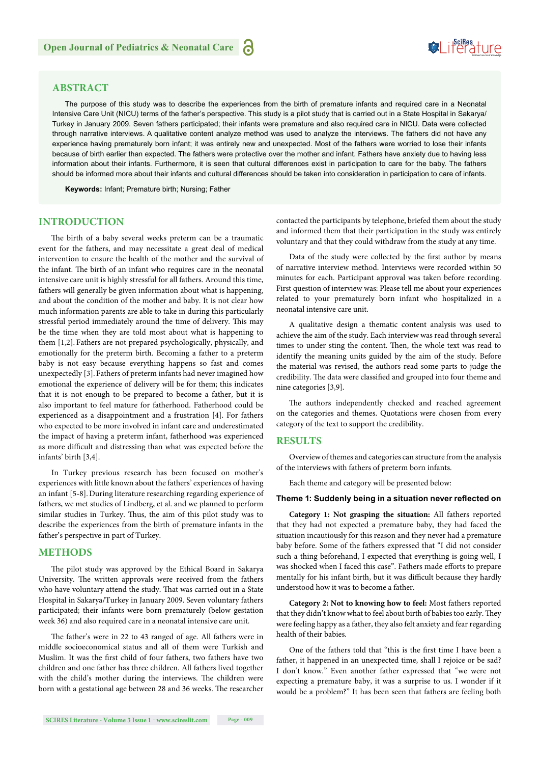## ABSTRACT

The purpose of this study was to describe the experiences from the birth of premature infants and required care in a Neonatal Intensive Care Unit (NICU) terms of the father's perspective. This study is a pilot study that is carried out in a State Hospital in Sakarya/Turkey in January 2009. Seven fathers participated; their infants were premature and also required care in NICU. Data were collected through narrative interviews. A qualitative content analyze method was used to analyze the interviews. The fathers did not have any experience having prematurely born infant; it was entirely new and unexpected. Most of the fathers were worried to lose their infants because of birth earlier than expected. The fathers were protective over the mother and infant. Fathers have anxiety due to having less information about their infants. Furthermore, it is seen that cultural differences exist in participation to care for the baby. The fathers should be informed more about their infants and cultural differences should be taken into consideration in participation to care of infants.

**Keywords:** Infant; Premature birth; Nursing; Father

## INTRODUCTION

The birth of a baby several weeks preterm can be a traumatic event for the fathers, and may necessitate a great deal of medical intervention to ensure the health of the mother and the survival of the infant. The birth of an infant who requires care in the neonatal intensive care unit is highly stressful for all fathers. Around this time, fathers will generally be given information about what is happening, and about the condition of the mother and baby. It is not clear how much information parents are able to take in during this particularly stressful period immediately around the time of delivery. This may be the time when they are told most about what is happening to them [1,2]. Fathers are not prepared psychologically, physically, and emotionally for the preterm birth. Becoming a father to a preterm baby is not easy because everything happens so fast and comes unexpectedly [3]. Fathers of preterm infants had never imagined how emotional the experience of delivery will be for them; this indicates that it is not enough to be prepared to become a father, but it is also important to feel mature for fatherhood. Fatherhood could be experienced as a disappointment and a frustration [4]. For fathers who expected to be more involved in infant care and underestimated the impact of having a preterm infant, fatherhood was experienced as more difficult and distressing than what was expected before the infants' birth [3,4].

In Turkey previous research has been focused on mother's experiences with little known about the fathers' experiences of having an infant [5-8]. During literature researching regarding experience of fathers, we met studies of Lindberg, et al. and we planned to perform similar studies in Turkey. Thus, the aim of this pilot study was to describe the experiences from the birth of premature infants in the father's perspective in part of Turkey.

## METHODS

The pilot study was approved by the Ethical Board in Sakarya University. The written approvals were received from the fathers who have voluntary attend the study. That was carried out in a State Hospital in Sakarya/Turkey in January 2009. Seven voluntary fathers participated; their infants were born prematurely (below gestation week 36) and also required care in a neonatal intensive care unit.

The father's were in 22 to 43 ranged of age. All fathers were in middle socioeconomical status and all of them were Turkish and Muslim. It was the first child of four fathers, two fathers have two children and one father has three children. All fathers lived together with the child's mother during the interviews. The children were born with a gestational age between 28 and 36 weeks. The researcher contacted the participants by telephone, briefed them about the study and informed them that their participation in the study was entirely voluntary and that they could withdraw from the study at any time.

Data of the study were collected by the first author by means of narrative interview method. Interviews were recorded within 50 minutes for each. Participant approval was taken before recording. First question of interview was: Please tell me about your experiences related to your prematurely born infant who hospitalized in a neonatal intensive care unit.

A qualitative design a thematic content analysis was used to achieve the aim of the study. Each interview was read through several times to under sting the content. Then, the whole text was read to identify the meaning units guided by the aim of the study. Before the material was revised, the authors read some parts to judge the credibility. The data were classified and grouped into four theme and nine categories [3,9].

The authors independently checked and reached agreement on the categories and themes. Quotations were chosen from every category of the text to support the credibility.

## RESULTS

Overview of themes and categories can structure from the analysis of the interviews with fathers of preterm born infants.

Each theme and category will be presented below:

### Theme 1: Suddenly being in a situation never reflected on

**Category 1: Not grasping the situation:** All fathers reported that they had not expected a premature baby, they had faced the situation incautiously for this reason and they never had a premature baby before. Some of the fathers expressed that "I did not consider such a thing beforehand, I expected that everything is going well, I was shocked when I faced this case". Fathers made efforts to prepare mentally for his infant birth, but it was difficult because they hardly understood how it was to become a father.

**Category 2: Not to knowing how to feel:** Most fathers reported that they didn't know what to feel about birth of babies too early. They were feeling happy as a father, they also felt anxiety and fear regarding health of their babies.

One of the fathers told that "this is the first time I have been a father, it happened in an unexpected time, shall I rejoice or be sad? I don't know." Even another father expressed that "we were not expecting a premature baby, it was a surprise to us. I wonder if it would be a problem?" It has been seen that fathers are feeling both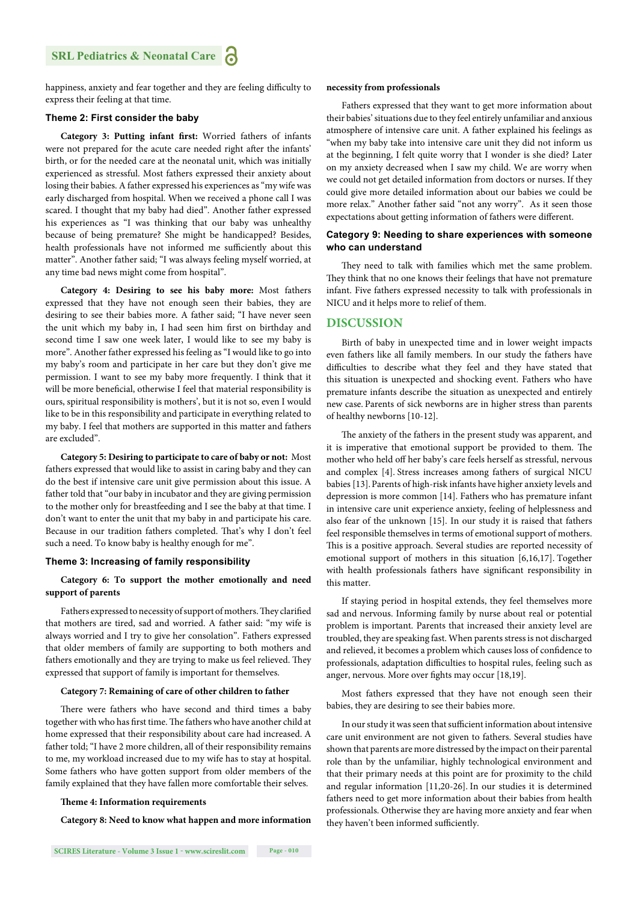happiness, anxiety and fear together and they are feeling difficulty to express their feeling at that time.

### Theme 2: First consider the baby

**Category 3: Putting infant first:** Worried fathers of infants were not prepared for the acute care needed right after the infants' birth, or for the needed care at the neonatal unit, which was initially experienced as stressful. Most fathers expressed their anxiety about losing their babies. A father expressed his experiences as "my wife was early discharged from hospital. When we received a phone call I was scared. I thought that my baby had died". Another father expressed his experiences as "I was thinking that our baby was unhealthy because of being premature? She might be handicapped? Besides, health professionals have not informed me sufficiently about this matter". Another father said; "I was always feeling myself worried, at any time bad news might come from hospital".

**Category 4: Desiring to see his baby more:** Most fathers expressed that they have not enough seen their babies, they are desiring to see their babies more. A father said; "I have never seen the unit which my baby in, I had seen him first on birthday and second time I saw one week later, I would like to see my baby is more". Another father expressed his feeling as "I would like to go into my baby's room and participate in her care but they don't give me permission. I want to see my baby more frequently. I think that it will be more beneficial, otherwise I feel that material responsibility is ours, spiritual responsibility is mothers', but it is not so, even I would like to be in this responsibility and participate in everything related to my baby. I feel that mothers are supported in this matter and fathers are excluded".

**Category 5: Desiring to participate to care of baby or not:** Most fathers expressed that would like to assist in caring baby and they can do the best if intensive care unit give permission about this issue. A father told that "our baby in incubator and they are giving permission to the mother only for breastfeeding and I see the baby at that time. I don't want to enter the unit that my baby in and participate his care. Because in our tradition fathers completed. That's why I don't feel such a need. To know baby is healthy enough for me".

### Theme 3: Increasing of family responsibility

**Category 6: To support the mother emotionally and need support of parents**

Fathers expressed to necessity of support of mothers. They clarified that mothers are tired, sad and worried. A father said: "my wife is always worried and I try to give her consolation". Fathers expressed that older members of family are supporting to both mothers and fathers emotionally and they are trying to make us feel relieved. They expressed that support of family is important for themselves.

**Category 7: Remaining of care of other children to father**

There were fathers who have second and third times a baby together with who has first time. The fathers who have another child at home expressed that their responsibility about care had increased. A father told; "I have 2 more children, all of their responsibility remains to me, my workload increased due to my wife has to stay at hospital. Some fathers who have gotten support from older members of the family explained that they have fallen more comfortable their selves.

**Theme 4: Information requirements**

**Category 8: Need to know what happen and more information necessity from professionals**

Fathers expressed that they want to get more information about their babies' situations due to they feel entirely unfamiliar and anxious atmosphere of intensive care unit. A father explained his feelings as "when my baby take into intensive care unit they did not inform us at the beginning, I felt quite worry that I wonder is she died? Later on my anxiety decreased when I saw my child. We are worry when we could not get detailed information from doctors or nurses. If they could give more detailed information about our babies we could be more relax." Another father said "not any worry". As it seen those expectations about getting information of fathers were different.

### Category 9: Needing to share experiences with someone who can understand

They need to talk with families which met the same problem. They think that no one knows their feelings that have not premature infant. Five fathers expressed necessity to talk with professionals in NICU and it helps more to relief of them.

## DISCUSSION

Birth of baby in unexpected time and in lower weight impacts even fathers like all family members. In our study the fathers have difficulties to describe what they feel and they have stated that this situation is unexpected and shocking event. Fathers who have premature infants describe the situation as unexpected and entirely new case. Parents of sick newborns are in higher stress than parents of healthy newborns [10-12].

The anxiety of the fathers in the present study was apparent, and it is imperative that emotional support be provided to them. The mother who held off her baby's care feels herself as stressful, nervous and complex [4]. Stress increases among fathers of surgical NICU babies [13]. Parents of high-risk infants have higher anxiety levels and depression is more common [14]. Fathers who has premature infant in intensive care unit experience anxiety, feeling of helplessness and also fear of the unknown [15]. In our study it is raised that fathers feel responsible themselves in terms of emotional support of mothers. This is a positive approach. Several studies are reported necessity of emotional support of mothers in this situation [6,16,17]. Together with health professionals fathers have significant responsibility in this matter.

If staying period in hospital extends, they feel themselves more sad and nervous. Informing family by nurse about real or potential problem is important. Parents that increased their anxiety level are troubled, they are speaking fast. When parents stress is not discharged and relieved, it becomes a problem which causes loss of confidence to professionals, adaptation difficulties to hospital rules, feeling such as anger, nervous. More over fights may occur [18,19].

Most fathers expressed that they have not enough seen their babies, they are desiring to see their babies more.

In our study it was seen that sufficient information about intensive care unit environment are not given to fathers. Several studies have shown that parents are more distressed by the impact on their parental role than by the unfamiliar, highly technological environment and that their primary needs at this point are for proximity to the child and regular information [11,20-26]. In our studies it is determined fathers need to get more information about their babies from health professionals. Otherwise they are having more anxiety and fear when they haven't been informed sufficiently.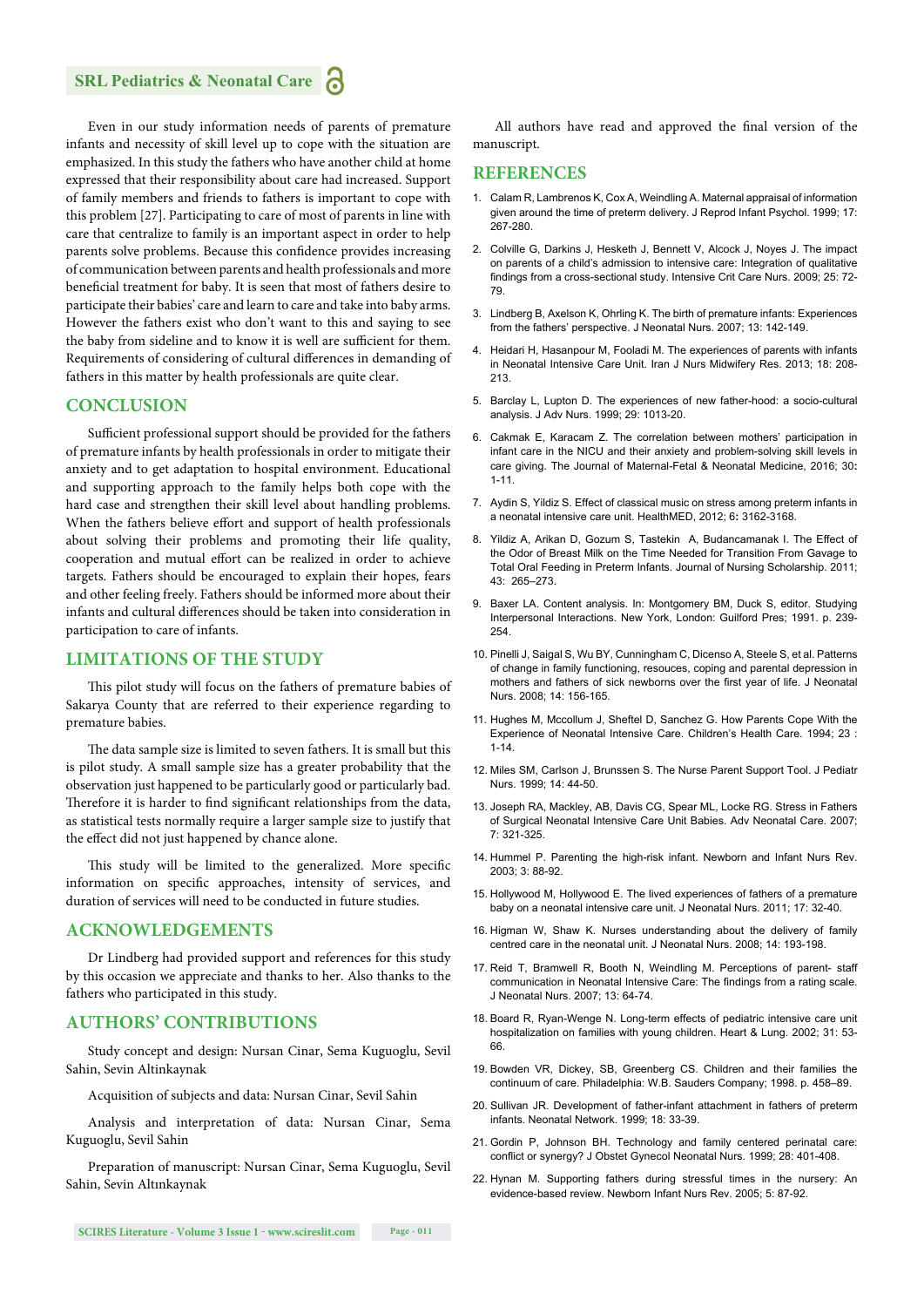Even in our study information needs of parents of premature infants and necessity of skill level up to cope with the situation are emphasized. In this study the fathers who have another child at home expressed that their responsibility about care had increased. Support of family members and friends to fathers is important to cope with this problem [27]. Participating to care of most of parents in line with care that centralize to family is an important aspect in order to help parents solve problems. Because this confidence provides increasing of communication between parents and health professionals and more beneficial treatment for baby. It is seen that most of fathers desire to participate their babies' care and learn to care and take into baby arms. However the fathers exist who don't want to this and saying to see the baby from sideline and to know it is well are sufficient for them. Requirements of considering of cultural differences in demanding of fathers in this matter by health professionals are quite clear.

## CONCLUSION

Sufficient professional support should be provided for the fathers of premature infants by health professionals in order to mitigate their anxiety and to get adaptation to hospital environment. Educational and supporting approach to the family helps both cope with the hard case and strengthen their skill level about handling problems. When the fathers believe effort and support of health professionals about solving their problems and promoting their life quality, cooperation and mutual effort can be realized in order to achieve targets. Fathers should be encouraged to explain their hopes, fears and other feeling freely. Fathers should be informed more about their infants and cultural differences should be taken into consideration in participation to care of infants.

## LIMITATIONS OF THE STUDY

This pilot study will focus on the fathers of premature babies of Sakarya County that are referred to their experience regarding to premature babies.

The data sample size is limited to seven fathers. It is small but this is pilot study. A small sample size has a greater probability that the observation just happened to be particularly good or particularly bad. Therefore it is harder to find significant relationships from the data, as statistical tests normally require a larger sample size to justify that the effect did not just happened by chance alone.

This study will be limited to the generalized. More specific information on specific approaches, intensity of services, and duration of services will need to be conducted in future studies.

## ACKNOWLEDGEMENTS

Dr Lindberg had provided support and references for this study by this occasion we appreciate and thanks to her. Also thanks to the fathers who participated in this study.

## AUTHORS' CONTRIBUTIONS

Study concept and design: Nursan Cinar, Sema Kuguoglu, Sevil Sahin, Sevin Altinkaynak

Acquisition of subjects and data: Nursan Cinar, Sevil Sahin

Analysis and interpretation of data: Nursan Cinar, Sema Kuguoglu, Sevil Sahin

Preparation of manuscript: Nursan Cinar, Sema Kuguoglu, Sevil Sahin, Sevin Altınkaynak

All authors have read and approved the final version of the manuscript.

## REFERENCES

1. Calam R, Lambrenos K, Cox A, Weindling A. Maternal appraisal of information given around the time of preterm delivery. J Reprod Infant Psychol. 1999; 17: 267-280.
2. Colville G, Darkins J, Hesketh J, Bennett V, Alcock J, Noyes J. The impact on parents of a child's admission to intensive care: Integration of qualitative findings from a cross-sectional study. Intensive Crit Care Nurs. 2009; 25: 72-79.
3. Lindberg B, Axelson K, Ohrling K. The birth of premature infants: Experiences from the fathers' perspective. J Neonatal Nurs. 2007; 13: 142-149.
4. Heidari H, Hasanpour M, Fooladi M. The experiences of parents with infants in Neonatal Intensive Care Unit. Iran J Nurs Midwifery Res. 2013; 18: 208-213.
5. Barclay L, Lupton D. The experiences of new father-hood: a socio-cultural analysis. J Adv Nurs. 1999; 29: 1013-20.
6. Cakmak E, Karacam Z. The correlation between mothers' participation in infant care in the NICU and their anxiety and problem-solving skill levels in care giving. The Journal of Maternal-Fetal & Neonatal Medicine, 2016; 30: 1-11.
7. Aydin S, Yildiz S. Effect of classical music on stress among preterm infants in a neonatal intensive care unit. HealthMED, 2012; 6: 3162-3168.
8. Yildiz A, Arikan D, Gozum S, Tastekin A, Budancamanak I. The Effect of the Odor of Breast Milk on the Time Needed for Transition From Gavage to Total Oral Feeding in Preterm Infants. Journal of Nursing Scholarship. 2011; 43: 265–273.
9. Baxer LA. Content analysis. In: Montgomery BM, Duck S, editor. Studying Interpersonal Interactions. New York, London: Guilford Pres; 1991. p. 239-254.
10. Pinelli J, Saigal S, Wu BY, Cunningham C, Dicenso A, Steele S, et al. Patterns of change in family functioning, resouces, coping and parental depression in mothers and fathers of sick newborns over the first year of life. J Neonatal Nurs. 2008; 14: 156-165.
11. Hughes M, Mccollum J, Sheftel D, Sanchez G. How Parents Cope With the Experience of Neonatal Intensive Care. Children's Health Care. 1994; 23 : 1-14.
12. Miles SM, Carlson J, Brunssen S. The Nurse Parent Support Tool. J Pediatr Nurs. 1999; 14: 44-50.
13. Joseph RA, Mackley, AB, Davis CG, Spear ML, Locke RG. Stress in Fathers of Surgical Neonatal Intensive Care Unit Babies. Adv Neonatal Care. 2007; 7: 321-325.
14. Hummel P. Parenting the high-risk infant. Newborn and Infant Nurs Rev. 2003; 3: 88-92.
15. Hollywood M, Hollywood E. The lived experiences of fathers of a premature baby on a neonatal intensive care unit. J Neonatal Nurs. 2011; 17: 32-40.
16. Higman W, Shaw K. Nurses understanding about the delivery of family centred care in the neonatal unit. J Neonatal Nurs. 2008; 14: 193-198.
17. Reid T, Bramwell R, Booth N, Weindling M. Perceptions of parent- staff communication in Neonatal Intensive Care: The findings from a rating scale. J Neonatal Nurs. 2007; 13: 64-74.
18. Board R, Ryan-Wenge N. Long-term effects of pediatric intensive care unit hospitalization on families with young children. Heart & Lung. 2002; 31: 53-66.
19. Bowden VR, Dickey, SB, Greenberg CS. Children and their families the continuum of care. Philadelphia: W.B. Sauders Company; 1998. p. 458–89.
20. Sullivan JR. Development of father-infant attachment in fathers of preterm infants. Neonatal Network. 1999; 18: 33-39.
21. Gordin P, Johnson BH. Technology and family centered perinatal care: conflict or synergy? J Obstet Gynecol Neonatal Nurs. 1999; 28: 401-408.
22. Hynan M. Supporting fathers during stressful times in the nursery: An evidence-based review. Newborn Infant Nurs Rev. 2005; 5: 87-92.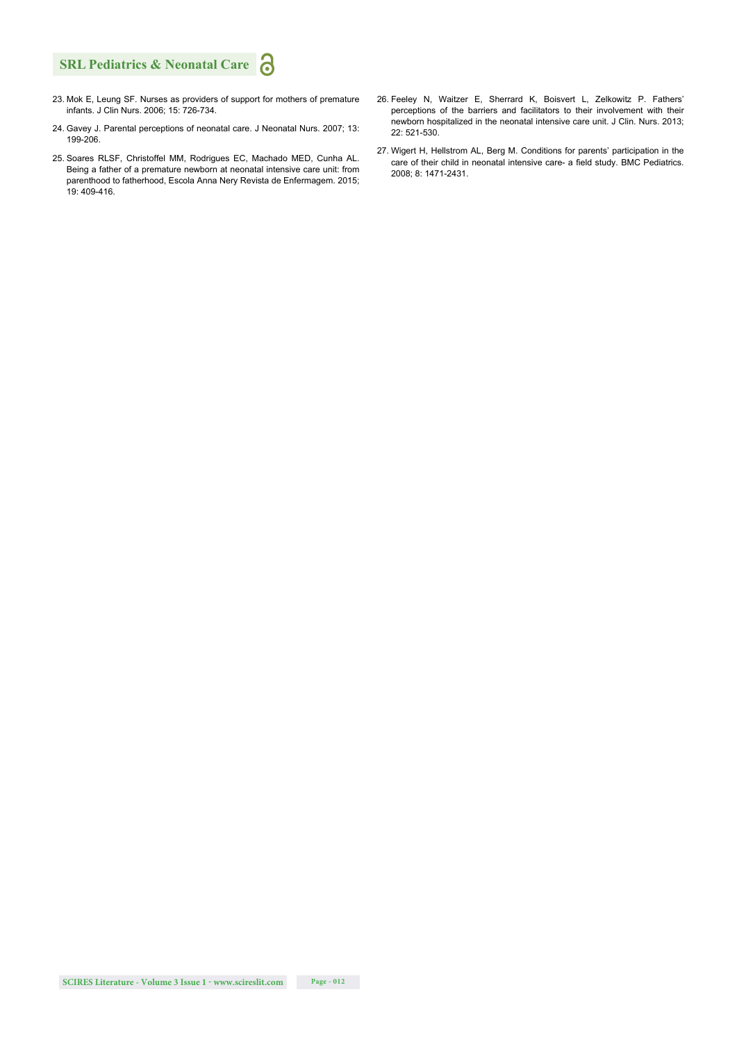23. Mok E, Leung SF. Nurses as providers of support for mothers of premature infants. J Clin Nurs. 2006; 15: 726-734.

24. Gavey J. Parental perceptions of neonatal care. J Neonatal Nurs. 2007; 13: 199-206.

25. Soares RLSF, Christoffel MM, Rodrigues EC, Machado MED, Cunha AL. Being a father of a premature newborn at neonatal intensive care unit: from parenthood to fatherhood, Escola Anna Nery Revista de Enfermagem. 2015; 19: 409-416.

26. Feeley N, Waitzer E, Sherrard K, Boisvert L, Zelkowitz P. Fathers' perceptions of the barriers and facilitators to their involvement with their newborn hospitalized in the neonatal intensive care unit. J Clin. Nurs. 2013; 22: 521-530.

27. Wigert H, Hellstrom AL, Berg M. Conditions for parents' participation in the care of their child in neonatal intensive care- a field study. BMC Pediatrics. 2008; 8: 1471-2431.